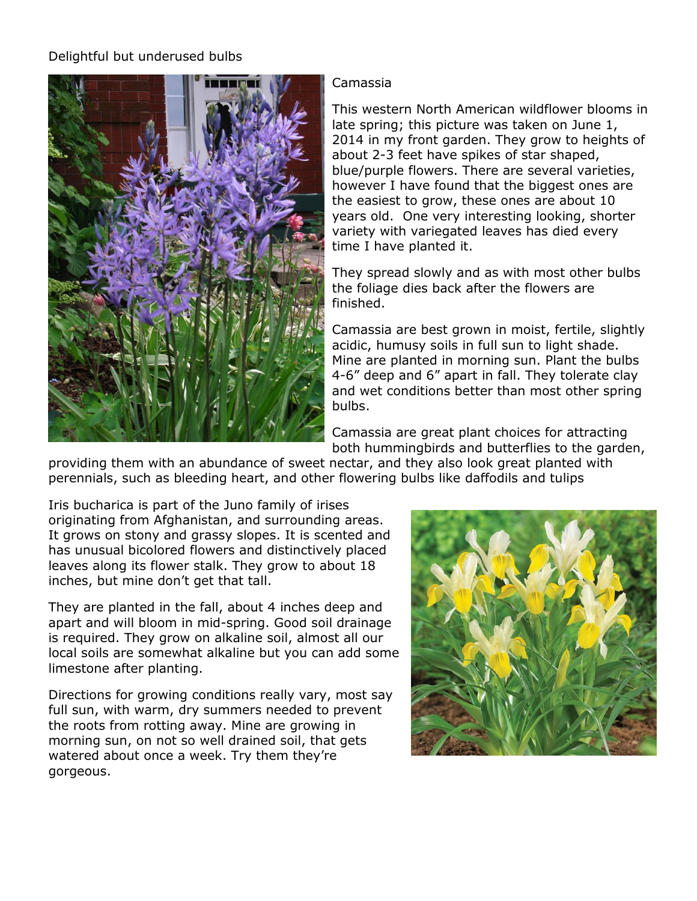Delightful but underused bulbs

## Camassia

This western North American wildflower blooms in late spring; this picture was taken on June 1, 2014 in my front garden. They grow to heights of about 2-3 feet have spikes of star shaped, blue/purple flowers. There are several varieties, however I have found that the biggest ones are the easiest to grow, these ones are about 10 years old. One very interesting looking, shorter variety with variegated leaves has died every time I have planted it.

They spread slowly and as with most other bulbs the foliage dies back after the flowers are finished.

Camassia are best grown in moist, fertile, slightly acidic, humusy soils in full sun to light shade. Mine are planted in morning sun. Plant the bulbs 4-6" deep and 6" apart in fall. They tolerate clay and wet conditions better than most other spring bulbs.

Camassia are great plant choices for attracting both hummingbirds and butterflies to the garden, providing them with an abundance of sweet nectar, and they also look great planted with perennials, such as bleeding heart, and other flowering bulbs like daffodils and tulips

Iris bucharica is part of the Juno family of irises originating from Afghanistan, and surrounding areas. It grows on stony and grassy slopes. It is scented and has unusual bicolored flowers and distinctively placed leaves along its flower stalk. They grow to about 18 inches, but mine don't get that tall.

They are planted in the fall, about 4 inches deep and apart and will bloom in mid-spring. Good soil drainage is required. They grow on alkaline soil, almost all our local soils are somewhat alkaline but you can add some limestone after planting.

Directions for growing conditions really vary, most say full sun, with warm, dry summers needed to prevent the roots from rotting away. Mine are growing in morning sun, on not so well drained soil, that gets watered about once a week. Try them they're gorgeous.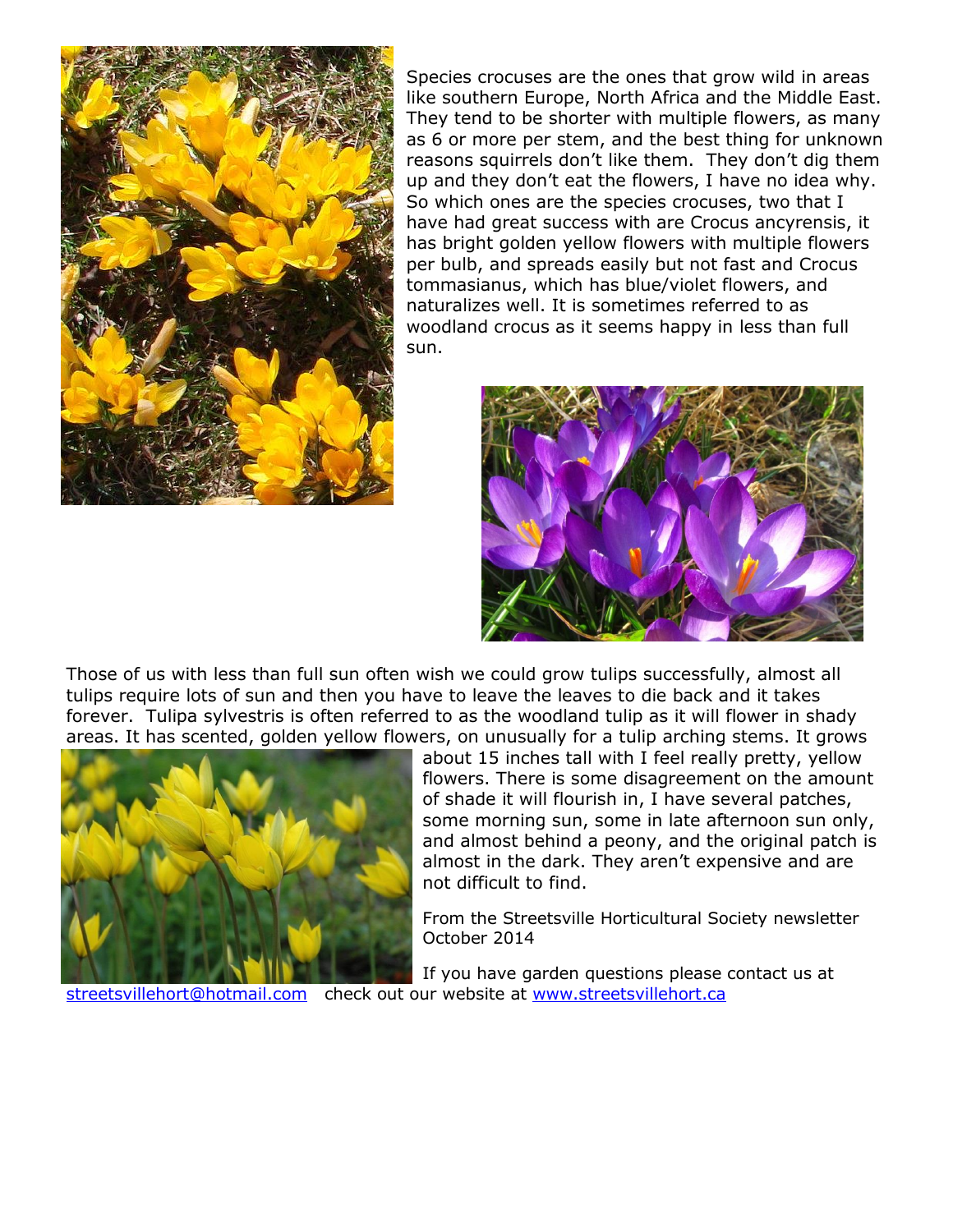Species crocuses are the ones that grow wild in areas like southern Europe, North Africa and the Middle East. They tend to be shorter with multiple flowers, as many as 6 or more per stem, and the best thing for unknown reasons squirrels don't like them. They don't dig them up and they don't eat the flowers, I have no idea why. So which ones are the species crocuses, two that I have had great success with are Crocus ancyrensis, it has bright golden yellow flowers with multiple flowers per bulb, and spreads easily but not fast and Crocus tommasianus, which has blue/violet flowers, and naturalizes well. It is sometimes referred to as woodland crocus as it seems happy in less than full sun.

Those of us with less than full sun often wish we could grow tulips successfully, almost all tulips require lots of sun and then you have to leave the leaves to die back and it takes forever. Tulipa sylvestris is often referred to as the woodland tulip as it will flower in shady areas. It has scented, golden yellow flowers, on unusually for a tulip arching stems. It grows about 15 inches tall with I feel really pretty, yellow flowers. There is some disagreement on the amount of shade it will flourish in, I have several patches, some morning sun, some in late afternoon sun only, and almost behind a peony, and the original patch is almost in the dark. They aren't expensive and are not difficult to find.

From the Streetsville Horticultural Society newsletter October 2014

If you have garden questions please contact us at streetsvillehort@hotmail.com check out our website at www.streetsvillehort.ca